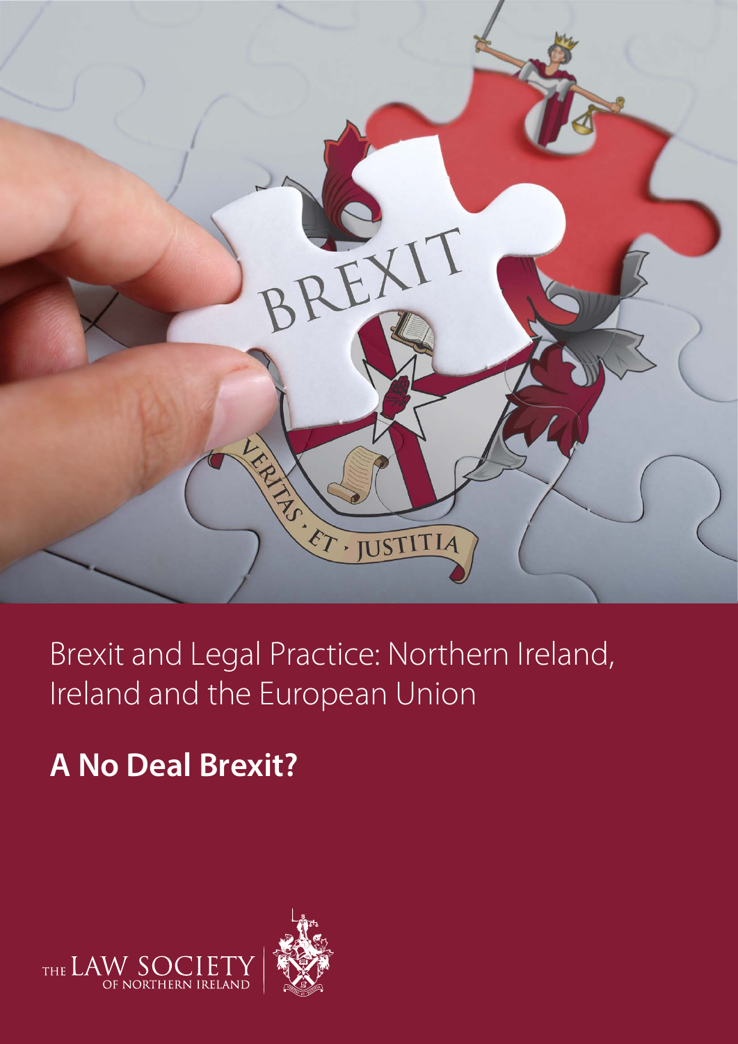# Brexit and Legal Practice: Northern Ireland, Ireland and the European Union

## A No Deal Brexit?

THE LAW SOCIETY OF NORTHERN IRELAND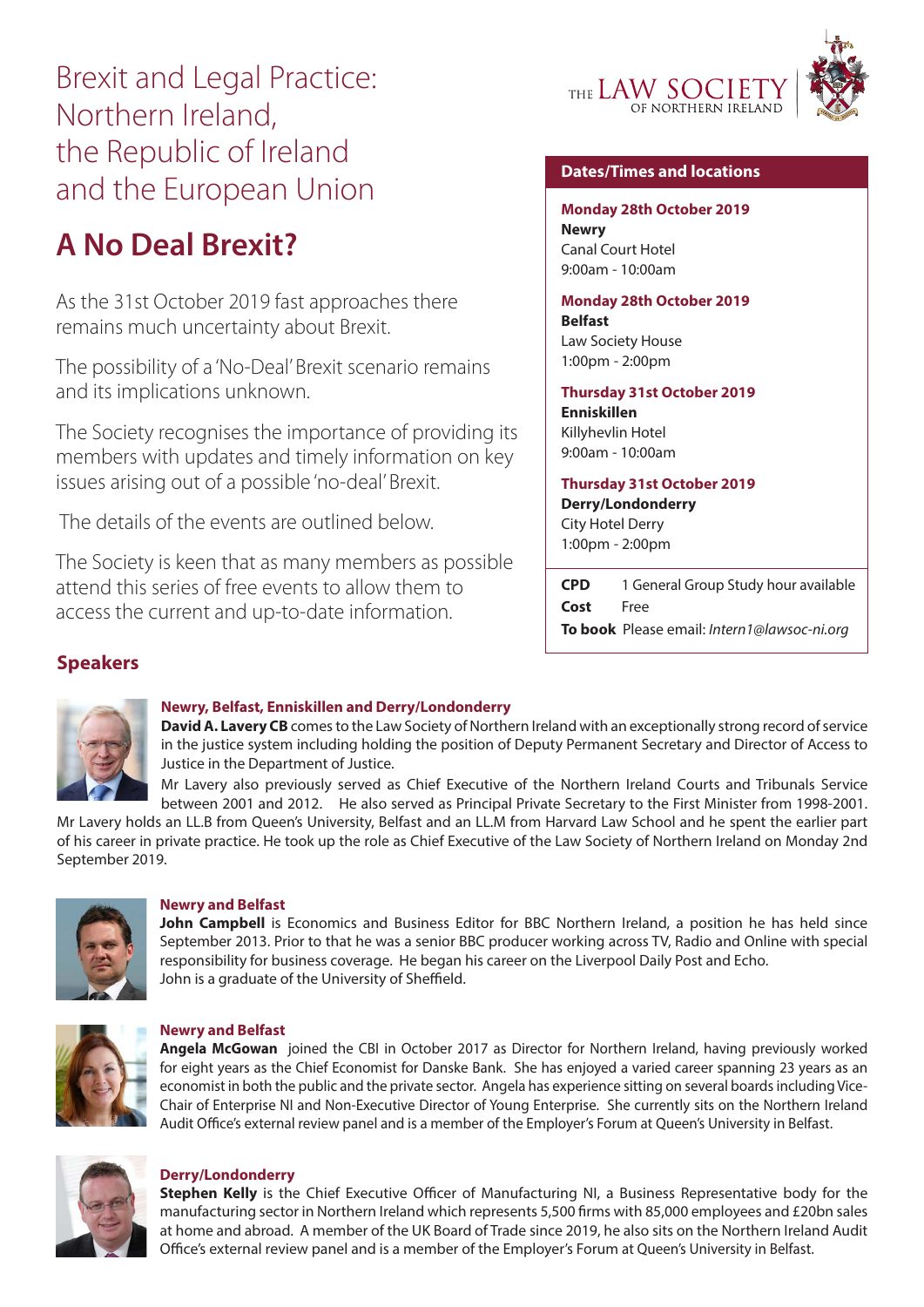# Brexit and Legal Practice: Northern Ireland, the Republic of Ireland and the European Union

THE LAW SOCIETY OF NORTHERN IRELAND

## A No Deal Brexit?

As the 31st October 2019 fast approaches there remains much uncertainty about Brexit.

The possibility of a 'No-Deal' Brexit scenario remains and its implications unknown.

The Society recognises the importance of providing its members with updates and timely information on key issues arising out of a possible 'no-deal' Brexit.

The details of the events are outlined below.

The Society is keen that as many members as possible attend this series of free events to allow them to access the current and up-to-date information.

### Dates/Times and locations

**Monday 28th October 2019**
**Newry**
Canal Court Hotel
9:00am - 10:00am

**Monday 28th October 2019**
**Belfast**
Law Society House
1:00pm - 2:00pm

**Thursday 31st October 2019**
**Enniskillen**
Killyhevlin Hotel
9:00am - 10:00am

**Thursday 31st October 2019**
**Derry/Londonderry**
City Hotel Derry
1:00pm - 2:00pm

**CPD** 1 General Group Study hour available
**Cost** Free
**To book** Please email: *Intern1@lawsoc-ni.org*

## Speakers

**Newry, Belfast, Enniskillen and Derry/Londonderry**

**David A. Lavery CB** comes to the Law Society of Northern Ireland with an exceptionally strong record of service in the justice system including holding the position of Deputy Permanent Secretary and Director of Access to Justice in the Department of Justice.

Mr Lavery also previously served as Chief Executive of the Northern Ireland Courts and Tribunals Service between 2001 and 2012. He also served as Principal Private Secretary to the First Minister from 1998-2001. Mr Lavery holds an LL.B from Queen's University, Belfast and an LL.M from Harvard Law School and he spent the earlier part of his career in private practice. He took up the role as Chief Executive of the Law Society of Northern Ireland on Monday 2nd September 2019.

**Newry and Belfast**

**John Campbell** is Economics and Business Editor for BBC Northern Ireland, a position he has held since September 2013. Prior to that he was a senior BBC producer working across TV, Radio and Online with special responsibility for business coverage. He began his career on the Liverpool Daily Post and Echo. John is a graduate of the University of Sheffield.

**Newry and Belfast**

**Angela McGowan** joined the CBI in October 2017 as Director for Northern Ireland, having previously worked for eight years as the Chief Economist for Danske Bank. She has enjoyed a varied career spanning 23 years as an economist in both the public and the private sector. Angela has experience sitting on several boards including Vice-Chair of Enterprise NI and Non-Executive Director of Young Enterprise. She currently sits on the Northern Ireland Audit Office's external review panel and is a member of the Employer's Forum at Queen's University in Belfast.

**Derry/Londonderry**

**Stephen Kelly** is the Chief Executive Officer of Manufacturing NI, a Business Representative body for the manufacturing sector in Northern Ireland which represents 5,500 firms with 85,000 employees and £20bn sales at home and abroad. A member of the UK Board of Trade since 2019, he also sits on the Northern Ireland Audit Office's external review panel and is a member of the Employer's Forum at Queen's University in Belfast.